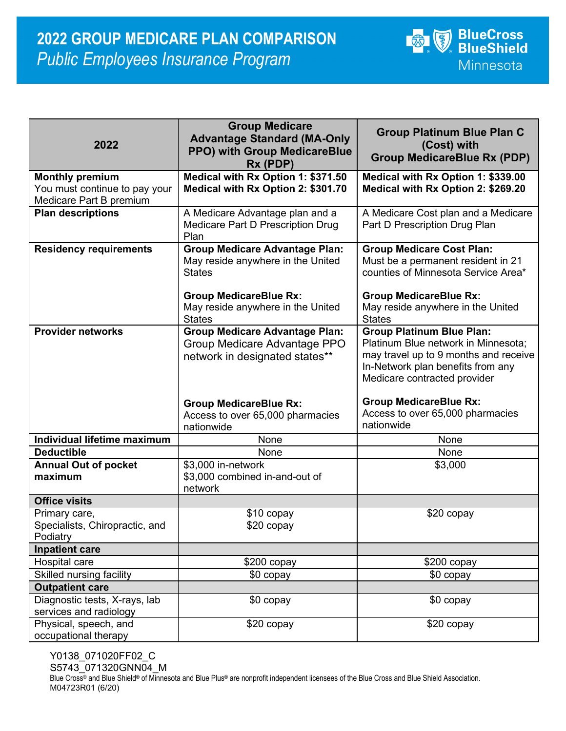# 2022 GROUP MEDICARE PLAN COMPARISON

*Public Employees Insurance Program*

BlueCross BlueShield Minnesota

| 2022 | Group Medicare Advantage Standard (MA-Only PPO) with Group MedicareBlue Rx (PDP) | Group Platinum Blue Plan C (Cost) with Group MedicareBlue Rx (PDP) |
|---|---|---|
| **Monthly premium** You must continue to pay your Medicare Part B premium | **Medical with Rx Option 1: $371.50** **Medical with Rx Option 2: $301.70** | **Medical with Rx Option 1: $339.00** **Medical with Rx Option 2: $269.20** |
| **Plan descriptions** | A Medicare Advantage plan and a Medicare Part D Prescription Drug Plan | A Medicare Cost plan and a Medicare Part D Prescription Drug Plan |
| **Residency requirements** | **Group Medicare Advantage Plan:** May reside anywhere in the United States<br><br>**Group MedicareBlue Rx:** May reside anywhere in the United States | **Group Medicare Cost Plan:** Must be a permanent resident in 21 counties of Minnesota Service Area*<br><br>**Group MedicareBlue Rx:** May reside anywhere in the United States |
| **Provider networks** | **Group Medicare Advantage Plan:** Group Medicare Advantage PPO network in designated states**<br><br>**Group MedicareBlue Rx:** Access to over 65,000 pharmacies nationwide | **Group Platinum Blue Plan:** Platinum Blue network in Minnesota; may travel up to 9 months and receive In-Network plan benefits from any Medicare contracted provider<br><br>**Group MedicareBlue Rx:** Access to over 65,000 pharmacies nationwide |
| **Individual lifetime maximum** | None | None |
| **Deductible** | None | None |
| **Annual Out of pocket maximum** | $3,000 in-network<br>$3,000 combined in-and-out of network | $3,000 |
| **Office visits** | | |
| Primary care,<br>Specialists, Chiropractic, and Podiatry | $10 copay<br>$20 copay | $20 copay |
| **Inpatient care** | | |
| Hospital care | $200 copay | $200 copay |
| Skilled nursing facility | $0 copay | $0 copay |
| **Outpatient care** | | |
| Diagnostic tests, X-rays, lab services and radiology | $0 copay | $0 copay |
| Physical, speech, and occupational therapy | $20 copay | $20 copay |

Y0138_071020FF02_C
S5743_071320GNN04_M
Blue Cross® and Blue Shield® of Minnesota and Blue Plus® are nonprofit independent licensees of the Blue Cross and Blue Shield Association.
M04723R01 (6/20)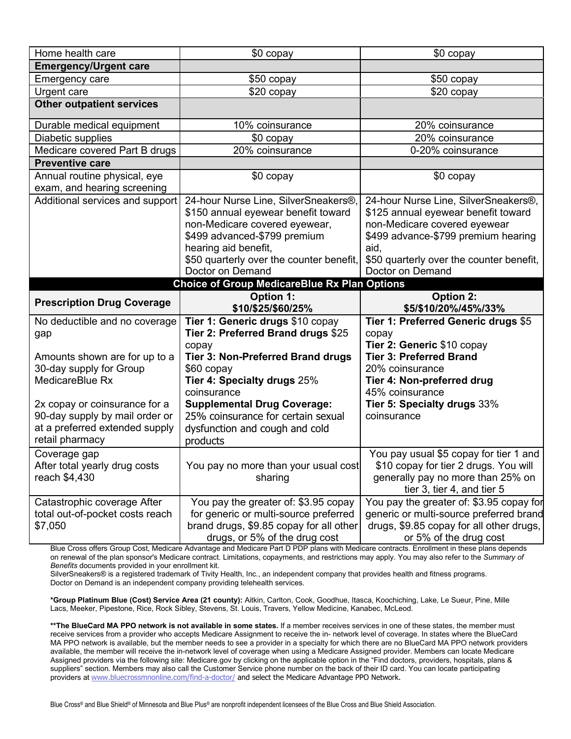| | | |
|---|---|---|
| Home health care | $0 copay | $0 copay |
| **Emergency/Urgent care** | | |
| Emergency care | $50 copay | $50 copay |
| Urgent care | $20 copay | $20 copay |
| **Other outpatient services** | | |
| Durable medical equipment | 10% coinsurance | 20% coinsurance |
| Diabetic supplies | $0 copay | 20% coinsurance |
| Medicare covered Part B drugs | 20% coinsurance | 0-20% coinsurance |
| **Preventive care** | | |
| Annual routine physical, eye exam, and hearing screening | $0 copay | $0 copay |
| Additional services and support | 24-hour Nurse Line, SilverSneakers®, $150 annual eyewear benefit toward non-Medicare covered eyewear, $499 advanced-$799 premium hearing aid benefit, $50 quarterly over the counter benefit, Doctor on Demand | 24-hour Nurse Line, SilverSneakers®, $125 annual eyewear benefit toward non-Medicare covered eyewear $499 advance-$799 premium hearing aid, $50 quarterly over the counter benefit, Doctor on Demand |
| **Choice of Group MedicareBlue Rx Plan Options** | | |
| **Prescription Drug Coverage** | **Option 1: $10/$25/$60/25%** | **Option 2: $5/$10/20%/45%/33%** |
| No deductible and no coverage gap<br><br>Amounts shown are for up to a 30-day supply for Group MedicareBlue Rx<br><br>2x copay or coinsurance for a 90-day supply by mail order or at a preferred extended supply retail pharmacy | **Tier 1: Generic drugs** $10 copay<br>**Tier 2: Preferred Brand drugs** $25 copay<br>**Tier 3: Non-Preferred Brand drugs** $60 copay<br>**Tier 4: Specialty drugs** 25% coinsurance<br>**Supplemental Drug Coverage:** 25% coinsurance for certain sexual dysfunction and cough and cold products | **Tier 1: Preferred Generic drugs** $5 copay<br>**Tier 2: Generic** $10 copay<br>**Tier 3: Preferred Brand** 20% coinsurance<br>**Tier 4: Non-preferred drug** 45% coinsurance<br>**Tier 5: Specialty drugs** 33% coinsurance |
| Coverage gap<br>After total yearly drug costs reach $4,430 | You pay no more than your usual cost sharing | You pay usual $5 copay for tier 1 and $10 copay for tier 2 drugs. You will generally pay no more than 25% on tier 3, tier 4, and tier 5 |
| Catastrophic coverage After total out-of-pocket costs reach $7,050 | You pay the greater of: $3.95 copay for generic or multi-source preferred brand drugs, $9.85 copay for all other drugs, or 5% of the drug cost | You pay the greater of: $3.95 copay for generic or multi-source preferred brand drugs, $9.85 copay for all other drugs, or 5% of the drug cost |

Blue Cross offers Group Cost, Medicare Advantage and Medicare Part D PDP plans with Medicare contracts. Enrollment in these plans depends on renewal of the plan sponsor's Medicare contract. Limitations, copayments, and restrictions may apply. You may also refer to the *Summary of Benefits* documents provided in your enrollment kit.
SilverSneakers® is a registered trademark of Tivity Health, Inc., an independent company that provides health and fitness programs.
Doctor on Demand is an independent company providing telehealth services.

***Group Platinum Blue (Cost) Service Area (21 county):** Aitkin, Carlton, Cook, Goodhue, Itasca, Koochiching, Lake, Le Sueur, Pine, Mille Lacs, Meeker, Pipestone, Rice, Rock Sibley, Stevens, St. Louis, Travers, Yellow Medicine, Kanabec, McLeod.

****The BlueCard MA PPO network is not available in some states.** If a member receives services in one of these states, the member must receive services from a provider who accepts Medicare Assignment to receive the in- network level of coverage. In states where the BlueCard MA PPO network is available, but the member needs to see a provider in a specialty for which there are no BlueCard MA PPO network providers available, the member will receive the in-network level of coverage when using a Medicare Assigned provider. Members can locate Medicare Assigned providers via the following site: Medicare.gov by clicking on the applicable option in the "Find doctors, providers, hospitals, plans & suppliers" section. Members may also call the Customer Service phone number on the back of their ID card. You can locate participating providers at www.bluecrossmnonline.com/find-a-doctor/ and select the Medicare Advantage PPO Network.

Blue Cross® and Blue Shield® of Minnesota and Blue Plus® are nonprofit independent licensees of the Blue Cross and Blue Shield Association.